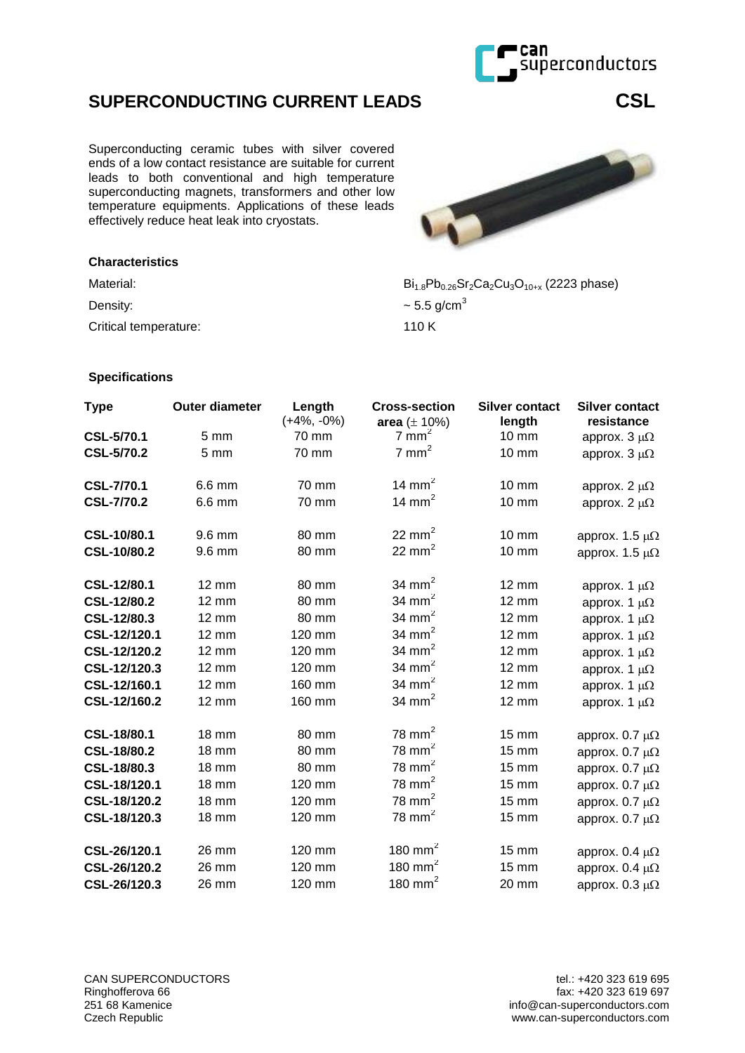# SUPERCONDUCTING CURRENT LEADS CSL

Superconducting ceramic tubes with silver covered ends of a low contact resistance are suitable for current leads to both conventional and high temperature superconducting magnets, transformers and other low temperature equipments. Applications of these leads effectively reduce heat leak into cryostats.

### Characteristics

| | |
|---|---|
| Material: | $Bi_{1.8}Pb_{0.26}Sr_2Ca_2Cu_3O_{10+x}$ (2223 phase) |
| Density: | ~ 5.5 g/cm$^3$ |
| Critical temperature: | 110 K |

### Specifications

| Type | Outer diameter | Length (+4%, -0%) | Cross-section area (± 10%) | Silver contact length | Silver contact resistance |
|---|---|---|---|---|---|
| CSL-5/70.1 | 5 mm | 70 mm | 7 mm$^2$ | 10 mm | approx. 3 μΩ |
| CSL-5/70.2 | 5 mm | 70 mm | 7 mm$^2$ | 10 mm | approx. 3 μΩ |
| CSL-7/70.1 | 6.6 mm | 70 mm | 14 mm$^2$ | 10 mm | approx. 2 μΩ |
| CSL-7/70.2 | 6.6 mm | 70 mm | 14 mm$^2$ | 10 mm | approx. 2 μΩ |
| CSL-10/80.1 | 9.6 mm | 80 mm | 22 mm$^2$ | 10 mm | approx. 1.5 μΩ |
| CSL-10/80.2 | 9.6 mm | 80 mm | 22 mm$^2$ | 10 mm | approx. 1.5 μΩ |
| CSL-12/80.1 | 12 mm | 80 mm | 34 mm$^2$ | 12 mm | approx. 1 μΩ |
| CSL-12/80.2 | 12 mm | 80 mm | 34 mm$^2$ | 12 mm | approx. 1 μΩ |
| CSL-12/80.3 | 12 mm | 80 mm | 34 mm$^2$ | 12 mm | approx. 1 μΩ |
| CSL-12/120.1 | 12 mm | 120 mm | 34 mm$^2$ | 12 mm | approx. 1 μΩ |
| CSL-12/120.2 | 12 mm | 120 mm | 34 mm$^2$ | 12 mm | approx. 1 μΩ |
| CSL-12/120.3 | 12 mm | 120 mm | 34 mm$^2$ | 12 mm | approx. 1 μΩ |
| CSL-12/160.1 | 12 mm | 160 mm | 34 mm$^2$ | 12 mm | approx. 1 μΩ |
| CSL-12/160.2 | 12 mm | 160 mm | 34 mm$^2$ | 12 mm | approx. 1 μΩ |
| CSL-18/80.1 | 18 mm | 80 mm | 78 mm$^2$ | 15 mm | approx. 0.7 μΩ |
| CSL-18/80.2 | 18 mm | 80 mm | 78 mm$^2$ | 15 mm | approx. 0.7 μΩ |
| CSL-18/80.3 | 18 mm | 80 mm | 78 mm$^2$ | 15 mm | approx. 0.7 μΩ |
| CSL-18/120.1 | 18 mm | 120 mm | 78 mm$^2$ | 15 mm | approx. 0.7 μΩ |
| CSL-18/120.2 | 18 mm | 120 mm | 78 mm$^2$ | 15 mm | approx. 0.7 μΩ |
| CSL-18/120.3 | 18 mm | 120 mm | 78 mm$^2$ | 15 mm | approx. 0.7 μΩ |
| CSL-26/120.1 | 26 mm | 120 mm | 180 mm$^2$ | 15 mm | approx. 0.4 μΩ |
| CSL-26/120.2 | 26 mm | 120 mm | 180 mm$^2$ | 15 mm | approx. 0.4 μΩ |
| CSL-26/120.3 | 26 mm | 120 mm | 180 mm$^2$ | 20 mm | approx. 0.3 μΩ |

CAN SUPERCONDUCTORS
Ringhofferova 66
251 68 Kamenice
Czech Republic

tel.: +420 323 619 695
fax: +420 323 619 697
info@can-superconductors.com
www.can-superconductors.com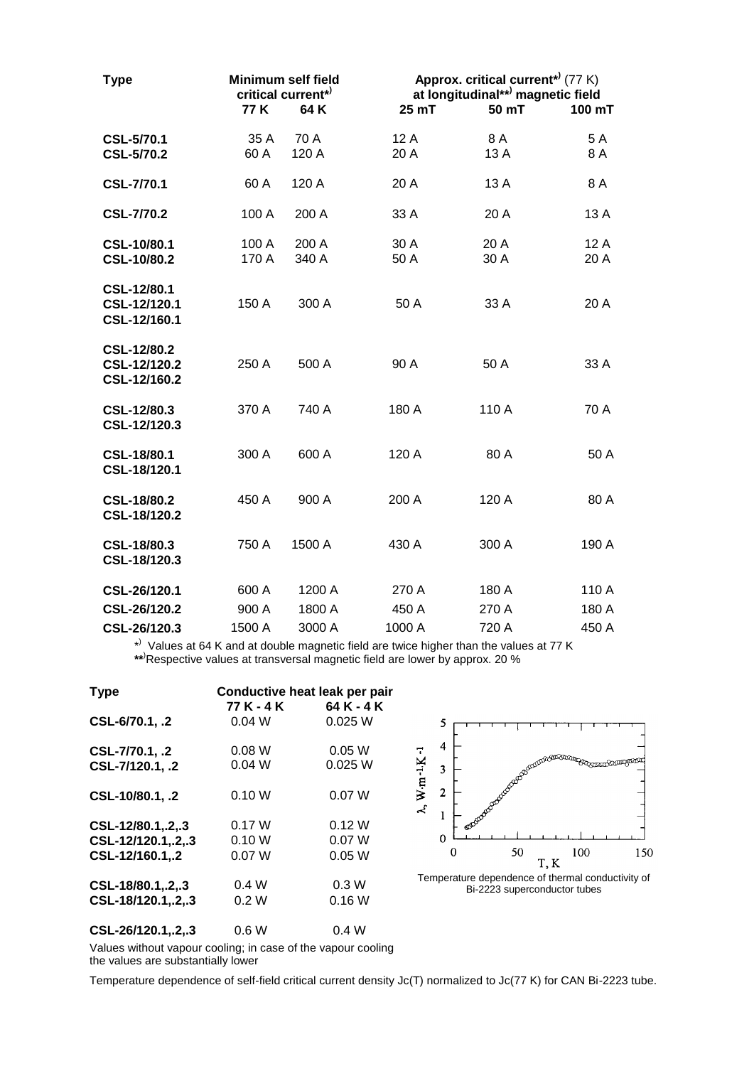| Type | Minimum self field critical current*) | | Approx. critical current*) (77 K) at longitudinal**) magnetic field | | |
|---|---|---|---|---|---|
| | 77 K | 64 K | 25 mT | 50 mT | 100 mT |
| **CSL-5/70.1** | 35 A | 70 A | 12 A | 8 A | 5 A |
| **CSL-5/70.2** | 60 A | 120 A | 20 A | 13 A | 8 A |
| **CSL-7/70.1** | 60 A | 120 A | 20 A | 13 A | 8 A |
| **CSL-7/70.2** | 100 A | 200 A | 33 A | 20 A | 13 A |
| **CSL-10/80.1** | 100 A | 200 A | 30 A | 20 A | 12 A |
| **CSL-10/80.2** | 170 A | 340 A | 50 A | 30 A | 20 A |
| **CSL-12/80.1, CSL-12/120.1, CSL-12/160.1** | 150 A | 300 A | 50 A | 33 A | 20 A |
| **CSL-12/80.2, CSL-12/120.2, CSL-12/160.2** | 250 A | 500 A | 90 A | 50 A | 33 A |
| **CSL-12/80.3, CSL-12/120.3** | 370 A | 740 A | 180 A | 110 A | 70 A |
| **CSL-18/80.1, CSL-18/120.1** | 300 A | 600 A | 120 A | 80 A | 50 A |
| **CSL-18/80.2, CSL-18/120.2** | 450 A | 900 A | 200 A | 120 A | 80 A |
| **CSL-18/80.3, CSL-18/120.3** | 750 A | 1500 A | 430 A | 300 A | 190 A |
| **CSL-26/120.1** | 600 A | 1200 A | 270 A | 180 A | 110 A |
| **CSL-26/120.2** | 900 A | 1800 A | 450 A | 270 A | 180 A |
| **CSL-26/120.3** | 1500 A | 3000 A | 1000 A | 720 A | 450 A |

*) Values at 64 K and at double magnetic field are twice higher than the values at 77 K

**) Respective values at transversal magnetic field are lower by approx. 20 %

| Type | Conductive heat leak per pair | |
|---|---|---|
| | 77 K - 4 K | 64 K - 4 K |
| **CSL-6/70.1, .2** | 0.04 W | 0.025 W |
| **CSL-7/70.1, .2** | 0.08 W | 0.05 W |
| **CSL-7/120.1, .2** | 0.04 W | 0.025 W |
| **CSL-10/80.1, .2** | 0.10 W | 0.07 W |
| **CSL-12/80.1,.2,.3** | 0.17 W | 0.12 W |
| **CSL-12/120.1,.2,.3** | 0.10 W | 0.07 W |
| **CSL-12/160.1,.2** | 0.07 W | 0.05 W |
| **CSL-18/80.1,.2,.3** | 0.4 W | 0.3 W |
| **CSL-18/120.1,.2,.3** | 0.2 W | 0.16 W |
| **CSL-26/120.1,.2,.3** | 0.6 W | 0.4 W |

Values without vapour cooling; in case of the vapour cooling the values are substantially lower

Temperature dependence of thermal conductivity of Bi-2223 superconductor tubes

Temperature dependence of self-field critical current density Jc(T) normalized to Jc(77 K) for CAN Bi-2223 tube.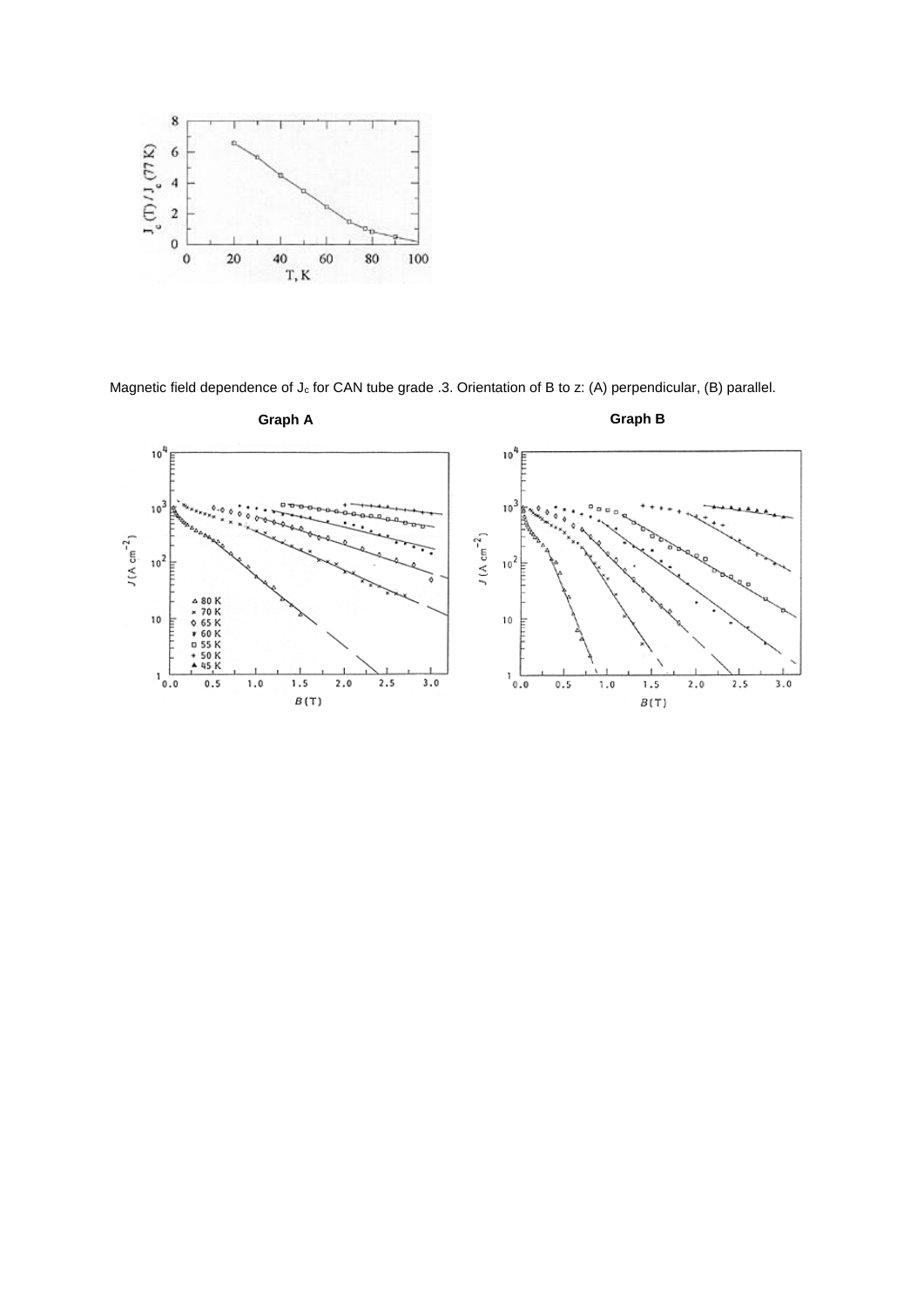8
6
4
2
0
$J_c\,(T)\,/\,J_c\,(77\text{ K})$
0 20 40 60 80 100
T, K

Magnetic field dependence of $J_c$ for CAN tube grade .3. Orientation of B to z: (A) perpendicular, (B) parallel.

**Graph A**

$10^4$
$10^3$
$10^2$
10
1
$J\,(\text{A cm}^{-2})$
0.0 0.5 1.0 1.5 2.0 2.5 3.0
$B\,(\text{T})$

△ 80 K
× 70 K
◇ 65 K
\* 60 K
□ 55 K
\+ 50 K
▲ 45 K

**Graph B**

$10^4$
$10^3$
$10^2$
10
1
$J\,(\text{A cm}^{-2})$
0.0 0.5 1.0 1.5 2.0 2.5 3.0
$B\,(\text{T})$